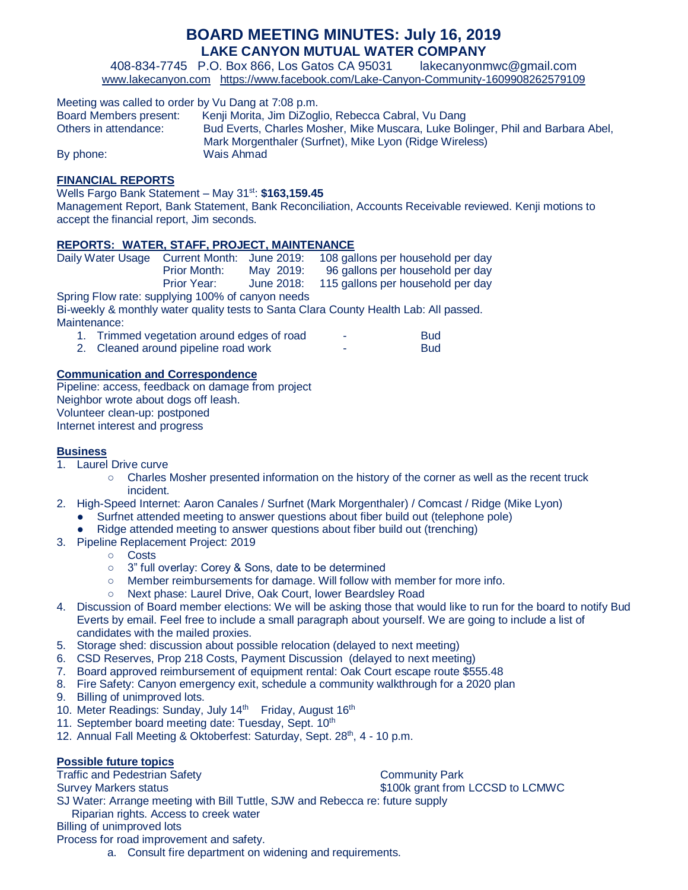# BOARD MEETING MINUTES: July 16, 2019

## LAKE CANYON MUTUAL WATER COMPANY

408-834-7745 P.O. Box 866, Los Gatos CA 95031 lakecanyonmwc@gmail.com
www.lakecanyon.com https://www.facebook.com/Lake-Canyon-Community-1609908262579109

Meeting was called to order by Vu Dang at 7:08 p.m.

Board Members present: Kenji Morita, Jim DiZoglio, Rebecca Cabral, Vu Dang
Others in attendance: Bud Everts, Charles Mosher, Mike Muscara, Luke Bolinger, Phil and Barbara Abel, Mark Morgenthaler (Surfnet), Mike Lyon (Ridge Wireless)
By phone: Wais Ahmad

### FINANCIAL REPORTS

Wells Fargo Bank Statement – May 31st: **$163,159.45**
Management Report, Bank Statement, Bank Reconciliation, Accounts Receivable reviewed. Kenji motions to accept the financial report, Jim seconds.

### REPORTS: WATER, STAFF, PROJECT, MAINTENANCE

| Daily Water Usage | Current Month: | June 2019: | 108 gallons per household per day |
|---|---|---|---|
| | Prior Month: | May 2019: | 96 gallons per household per day |
| | Prior Year: | June 2018: | 115 gallons per household per day |

Spring Flow rate: supplying 100% of canyon needs
Bi-weekly & monthly water quality tests to Santa Clara County Health Lab: All passed.
Maintenance:

1. Trimmed vegetation around edges of road - Bud
2. Cleaned around pipeline road work - Bud

### Communication and Correspondence

Pipeline: access, feedback on damage from project
Neighbor wrote about dogs off leash.
Volunteer clean-up: postponed
Internet interest and progress

### Business

1. Laurel Drive curve
   - Charles Mosher presented information on the history of the corner as well as the recent truck incident.
2. High-Speed Internet: Aaron Canales / Surfnet (Mark Morgenthaler) / Comcast / Ridge (Mike Lyon)
   - Surfnet attended meeting to answer questions about fiber build out (telephone pole)
   - Ridge attended meeting to answer questions about fiber build out (trenching)
3. Pipeline Replacement Project: 2019
   - Costs
   - 3" full overlay: Corey & Sons, date to be determined
   - Member reimbursements for damage. Will follow with member for more info.
   - Next phase: Laurel Drive, Oak Court, lower Beardsley Road
4. Discussion of Board member elections: We will be asking those that would like to run for the board to notify Bud Everts by email. Feel free to include a small paragraph about yourself. We are going to include a list of candidates with the mailed proxies.
5. Storage shed: discussion about possible relocation (delayed to next meeting)
6. CSD Reserves, Prop 218 Costs, Payment Discussion (delayed to next meeting)
7. Board approved reimbursement of equipment rental: Oak Court escape route $555.48
8. Fire Safety: Canyon emergency exit, schedule a community walkthrough for a 2020 plan
9. Billing of unimproved lots.
10. Meter Readings: Sunday, July 14th Friday, August 16th
11. September board meeting date: Tuesday, Sept. 10th
12. Annual Fall Meeting & Oktoberfest: Saturday, Sept. 28th, 4 - 10 p.m.

### Possible future topics

Traffic and Pedestrian Safety
Community Park
Survey Markers status
$100k grant from LCCSD to LCMWC
SJ Water: Arrange meeting with Bill Tuttle, SJW and Rebecca re: future supply
Riparian rights. Access to creek water
Billing of unimproved lots
Process for road improvement and safety.

a. Consult fire department on widening and requirements.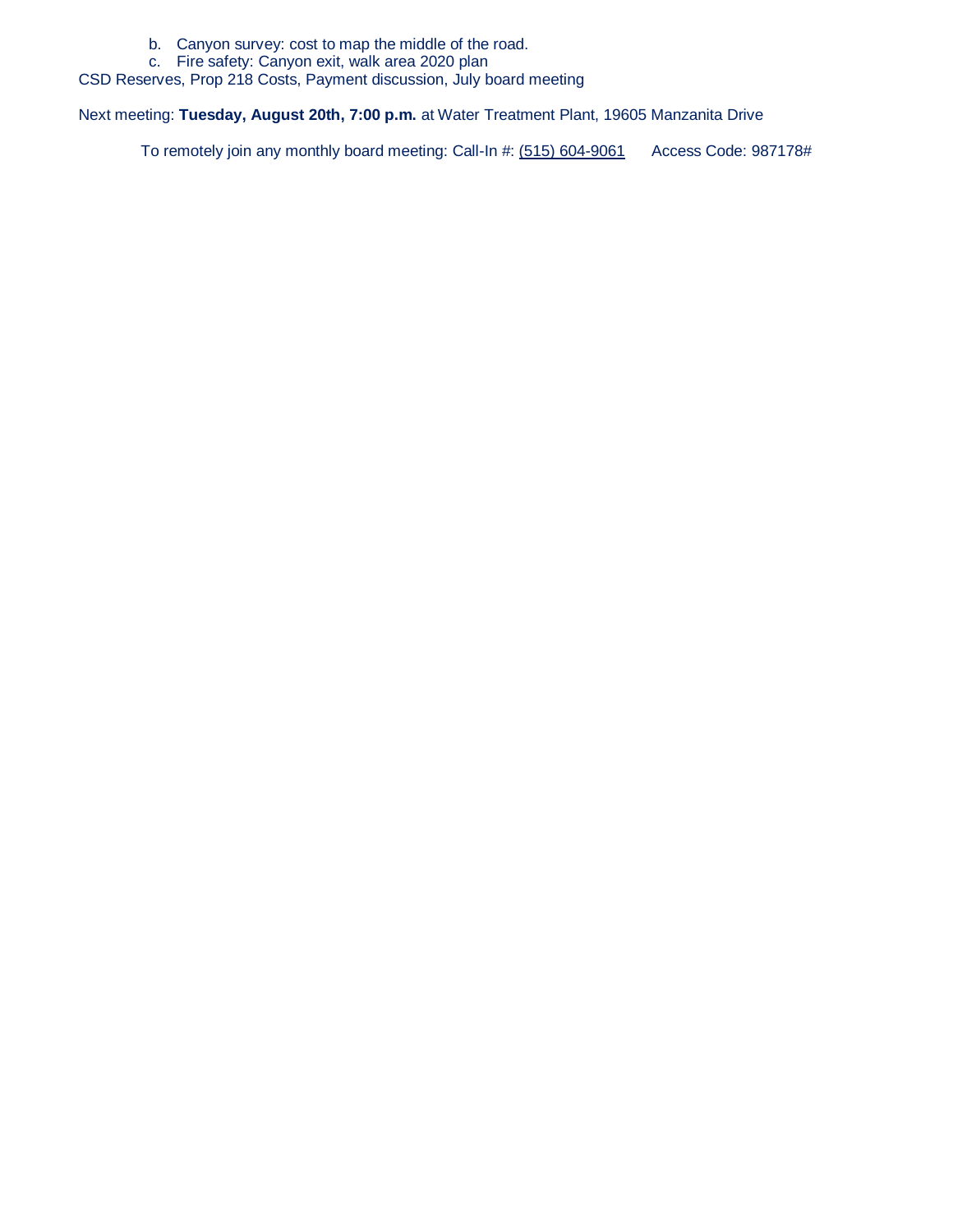b. Canyon survey: cost to map the middle of the road.
   c. Fire safety: Canyon exit, walk area 2020 plan

CSD Reserves, Prop 218 Costs, Payment discussion, July board meeting

Next meeting: **Tuesday, August 20th, 7:00 p.m.** at Water Treatment Plant, 19605 Manzanita Drive

To remotely join any monthly board meeting: Call-In #: (515) 604-9061    Access Code: 987178#